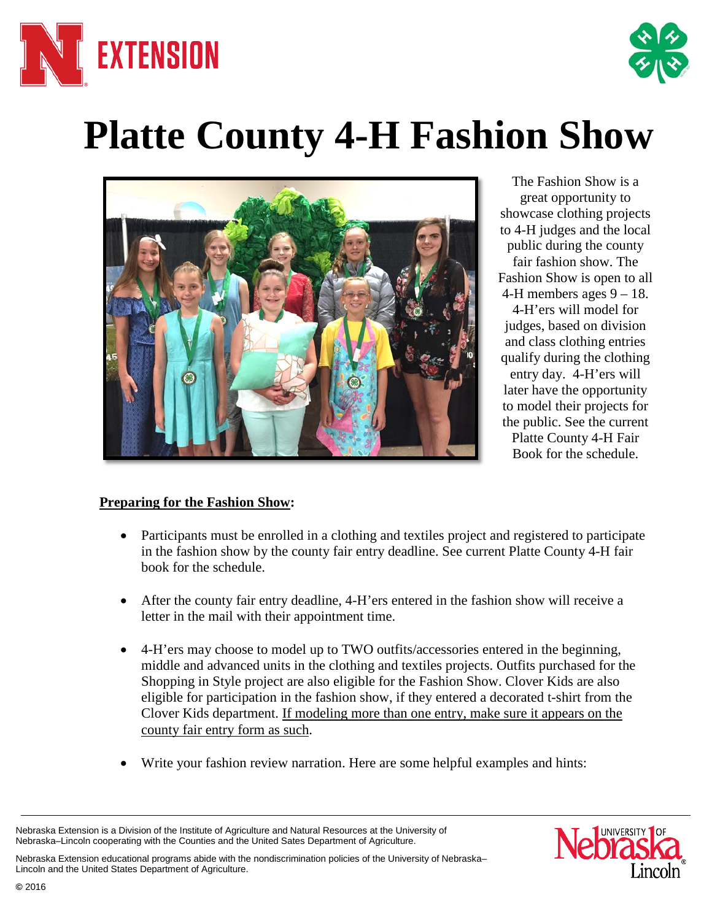# Platte County 4-H Fashion Show

The Fashion Show is a great opportunity to showcase clothing projects to 4-H judges and the local public during the county fair fashion show. The Fashion Show is open to all 4-H members ages 9 – 18. 4-H'ers will model for judges, based on division and class clothing entries qualify during the clothing entry day. 4-H'ers will later have the opportunity to model their projects for the public. See the current Platte County 4-H Fair Book for the schedule.

**Preparing for the Fashion Show:**

- Participants must be enrolled in a clothing and textiles project and registered to participate in the fashion show by the county fair entry deadline. See current Platte County 4-H fair book for the schedule.
- After the county fair entry deadline, 4-H'ers entered in the fashion show will receive a letter in the mail with their appointment time.
- 4-H'ers may choose to model up to TWO outfits/accessories entered in the beginning, middle and advanced units in the clothing and textiles projects. Outfits purchased for the Shopping in Style project are also eligible for the Fashion Show. Clover Kids are also eligible for participation in the fashion show, if they entered a decorated t-shirt from the Clover Kids department. If modeling more than one entry, make sure it appears on the county fair entry form as such.
- Write your fashion review narration. Here are some helpful examples and hints:

Nebraska Extension is a Division of the Institute of Agriculture and Natural Resources at the University of Nebraska–Lincoln cooperating with the Counties and the United Sates Department of Agriculture.

Nebraska Extension educational programs abide with the nondiscrimination policies of the University of Nebraska–Lincoln and the United States Department of Agriculture.

© 2016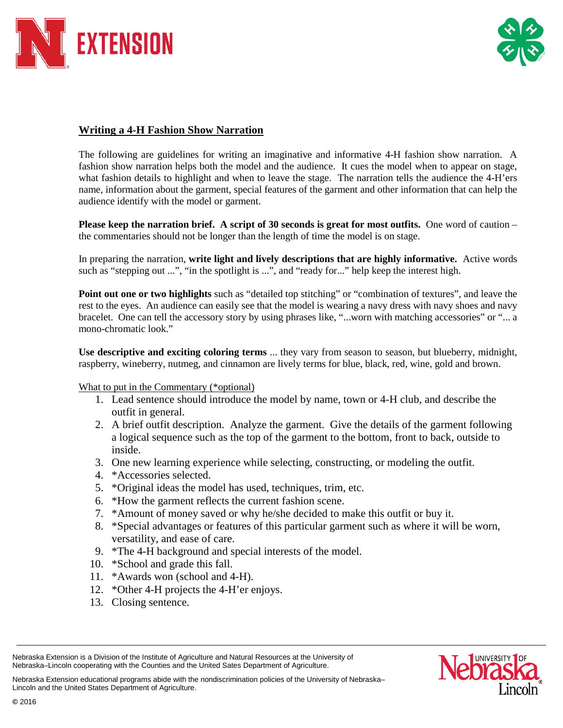## Writing a 4-H Fashion Show Narration

The following are guidelines for writing an imaginative and informative 4-H fashion show narration. A fashion show narration helps both the model and the audience. It cues the model when to appear on stage, what fashion details to highlight and when to leave the stage. The narration tells the audience the 4-H'ers name, information about the garment, special features of the garment and other information that can help the audience identify with the model or garment.

**Please keep the narration brief. A script of 30 seconds is great for most outfits.** One word of caution – the commentaries should not be longer than the length of time the model is on stage.

In preparing the narration, **write light and lively descriptions that are highly informative.** Active words such as "stepping out ...", "in the spotlight is ...", and "ready for..." help keep the interest high.

**Point out one or two highlights** such as "detailed top stitching" or "combination of textures", and leave the rest to the eyes. An audience can easily see that the model is wearing a navy dress with navy shoes and navy bracelet. One can tell the accessory story by using phrases like, "...worn with matching accessories" or "... a mono-chromatic look."

**Use descriptive and exciting coloring terms** ... they vary from season to season, but blueberry, midnight, raspberry, wineberry, nutmeg, and cinnamon are lively terms for blue, black, red, wine, gold and brown.

What to put in the Commentary (*optional)

1. Lead sentence should introduce the model by name, town or 4-H club, and describe the outfit in general.
2. A brief outfit description. Analyze the garment. Give the details of the garment following a logical sequence such as the top of the garment to the bottom, front to back, outside to inside.
3. One new learning experience while selecting, constructing, or modeling the outfit.
4. *Accessories selected.
5. *Original ideas the model has used, techniques, trim, etc.
6. *How the garment reflects the current fashion scene.
7. *Amount of money saved or why he/she decided to make this outfit or buy it.
8. *Special advantages or features of this particular garment such as where it will be worn, versatility, and ease of care.
9. *The 4-H background and special interests of the model.
10. *School and grade this fall.
11. *Awards won (school and 4-H).
12. *Other 4-H projects the 4-H'er enjoys.
13. Closing sentence.

Nebraska Extension is a Division of the Institute of Agriculture and Natural Resources at the University of Nebraska–Lincoln cooperating with the Counties and the United Sates Department of Agriculture.

Nebraska Extension educational programs abide with the nondiscrimination policies of the University of Nebraska–Lincoln and the United States Department of Agriculture.

© 2016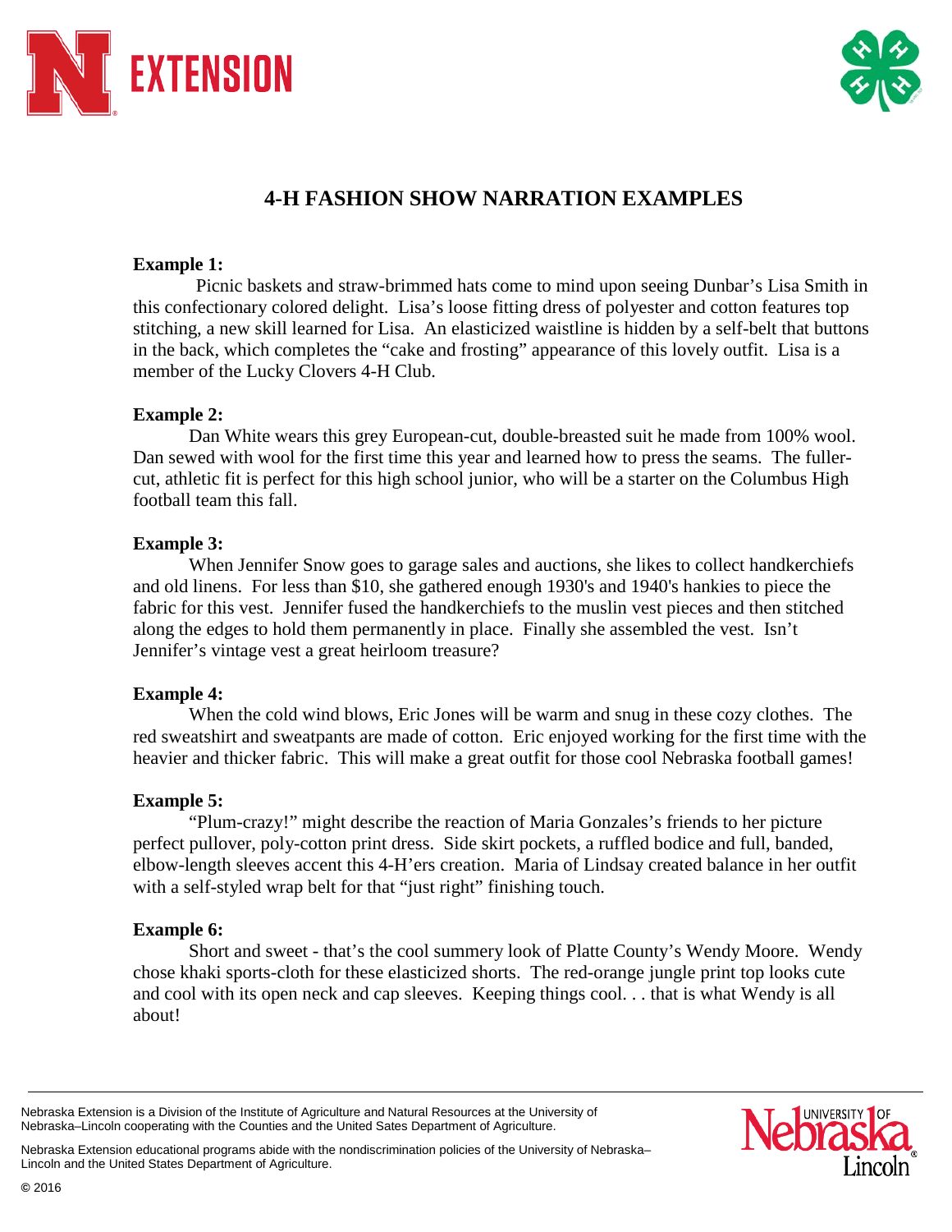# 4-H FASHION SHOW NARRATION EXAMPLES

**Example 1:**

Picnic baskets and straw-brimmed hats come to mind upon seeing Dunbar's Lisa Smith in this confectionary colored delight. Lisa's loose fitting dress of polyester and cotton features top stitching, a new skill learned for Lisa. An elasticized waistline is hidden by a self-belt that buttons in the back, which completes the "cake and frosting" appearance of this lovely outfit. Lisa is a member of the Lucky Clovers 4-H Club.

**Example 2:**

Dan White wears this grey European-cut, double-breasted suit he made from 100% wool. Dan sewed with wool for the first time this year and learned how to press the seams. The fuller-cut, athletic fit is perfect for this high school junior, who will be a starter on the Columbus High football team this fall.

**Example 3:**

When Jennifer Snow goes to garage sales and auctions, she likes to collect handkerchiefs and old linens. For less than $10, she gathered enough 1930's and 1940's hankies to piece the fabric for this vest. Jennifer fused the handkerchiefs to the muslin vest pieces and then stitched along the edges to hold them permanently in place. Finally she assembled the vest. Isn't Jennifer's vintage vest a great heirloom treasure?

**Example 4:**

When the cold wind blows, Eric Jones will be warm and snug in these cozy clothes. The red sweatshirt and sweatpants are made of cotton. Eric enjoyed working for the first time with the heavier and thicker fabric. This will make a great outfit for those cool Nebraska football games!

**Example 5:**

"Plum-crazy!" might describe the reaction of Maria Gonzales's friends to her picture perfect pullover, poly-cotton print dress. Side skirt pockets, a ruffled bodice and full, banded, elbow-length sleeves accent this 4-H'ers creation. Maria of Lindsay created balance in her outfit with a self-styled wrap belt for that "just right" finishing touch.

**Example 6:**

Short and sweet - that's the cool summery look of Platte County's Wendy Moore. Wendy chose khaki sports-cloth for these elasticized shorts. The red-orange jungle print top looks cute and cool with its open neck and cap sleeves. Keeping things cool. . . that is what Wendy is all about!

---

Nebraska Extension is a Division of the Institute of Agriculture and Natural Resources at the University of Nebraska–Lincoln cooperating with the Counties and the United Sates Department of Agriculture.

Nebraska Extension educational programs abide with the nondiscrimination policies of the University of Nebraska–Lincoln and the United States Department of Agriculture.

© 2016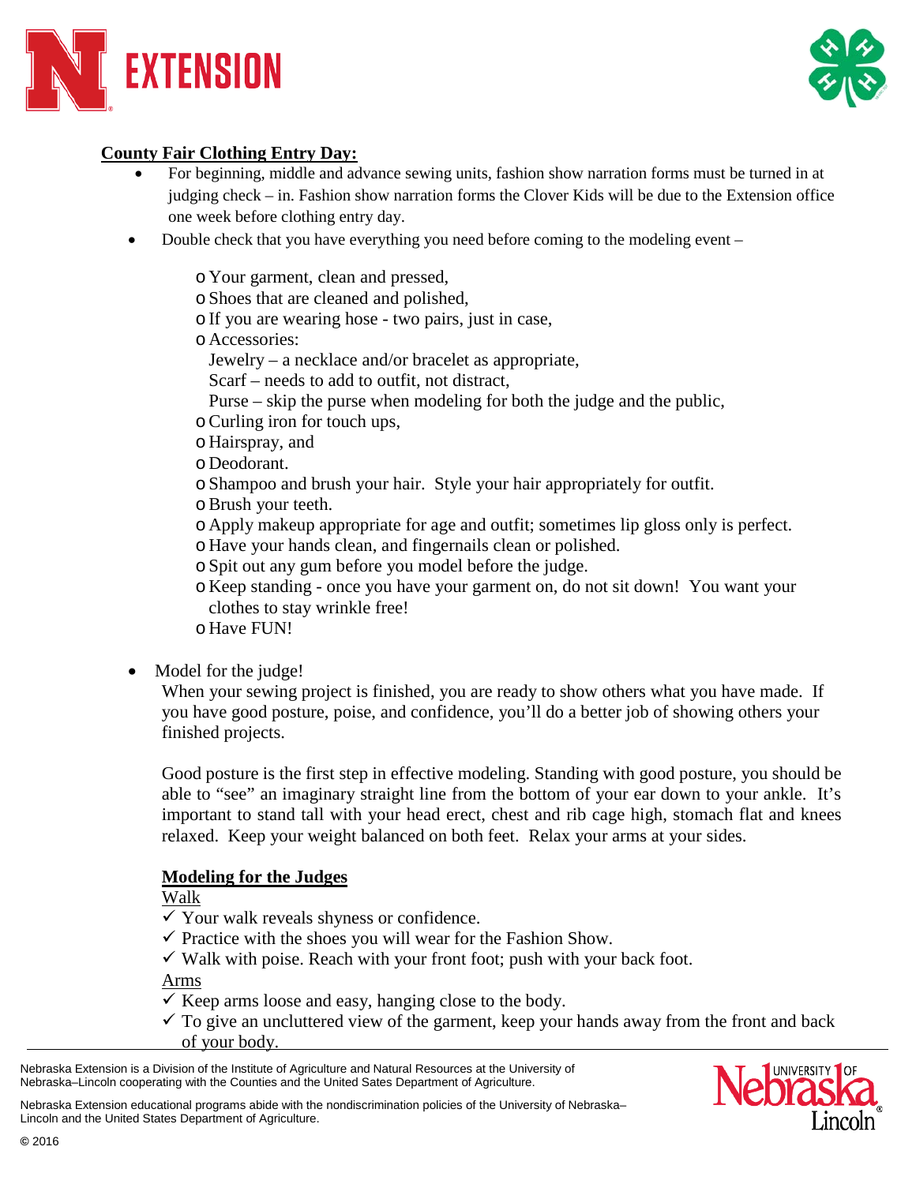## County Fair Clothing Entry Day:

- For beginning, middle and advance sewing units, fashion show narration forms must be turned in at judging check – in. Fashion show narration forms the Clover Kids will be due to the Extension office one week before clothing entry day.
- Double check that you have everything you need before coming to the modeling event –
  - Your garment, clean and pressed,
  - Shoes that are cleaned and polished,
  - If you are wearing hose - two pairs, just in case,
  - Accessories:
    Jewelry – a necklace and/or bracelet as appropriate,
    Scarf – needs to add to outfit, not distract,
    Purse – skip the purse when modeling for both the judge and the public,
  - Curling iron for touch ups,
  - Hairspray, and
  - Deodorant.
  - Shampoo and brush your hair. Style your hair appropriately for outfit.
  - Brush your teeth.
  - Apply makeup appropriate for age and outfit; sometimes lip gloss only is perfect.
  - Have your hands clean, and fingernails clean or polished.
  - Spit out any gum before you model before the judge.
  - Keep standing - once you have your garment on, do not sit down! You want your clothes to stay wrinkle free!
  - Have FUN!
- Model for the judge!

  When your sewing project is finished, you are ready to show others what you have made. If you have good posture, poise, and confidence, you'll do a better job of showing others your finished projects.

  Good posture is the first step in effective modeling. Standing with good posture, you should be able to "see" an imaginary straight line from the bottom of your ear down to your ankle. It's important to stand tall with your head erect, chest and rib cage high, stomach flat and knees relaxed. Keep your weight balanced on both feet. Relax your arms at your sides.

### Modeling for the Judges

Walk

- ✓ Your walk reveals shyness or confidence.
- ✓ Practice with the shoes you will wear for the Fashion Show.
- ✓ Walk with poise. Reach with your front foot; push with your back foot.

Arms

- ✓ Keep arms loose and easy, hanging close to the body.
- ✓ To give an uncluttered view of the garment, keep your hands away from the front and back of your body.

Nebraska Extension is a Division of the Institute of Agriculture and Natural Resources at the University of Nebraska–Lincoln cooperating with the Counties and the United Sates Department of Agriculture.

Nebraska Extension educational programs abide with the nondiscrimination policies of the University of Nebraska–Lincoln and the United States Department of Agriculture.

© 2016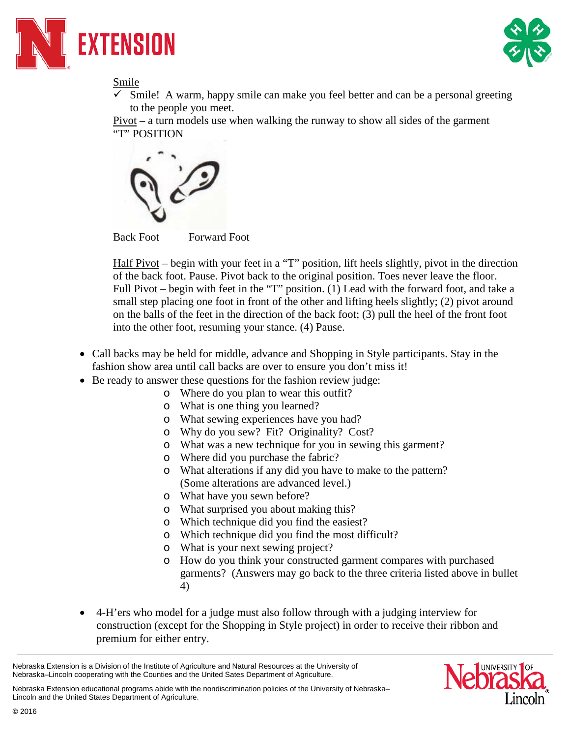Smile

- ✓ Smile! A warm, happy smile can make you feel better and can be a personal greeting to the people you meet.

Pivot – a turn models use when walking the runway to show all sides of the garment

"T" POSITION

Back Foot Forward Foot

Half Pivot – begin with your feet in a "T" position, lift heels slightly, pivot in the direction of the back foot. Pause. Pivot back to the original position. Toes never leave the floor.

Full Pivot – begin with feet in the "T" position. (1) Lead with the forward foot, and take a small step placing one foot in front of the other and lifting heels slightly; (2) pivot around on the balls of the feet in the direction of the back foot; (3) pull the heel of the front foot into the other foot, resuming your stance. (4) Pause.

- Call backs may be held for middle, advance and Shopping in Style participants. Stay in the fashion show area until call backs are over to ensure you don't miss it!
- Be ready to answer these questions for the fashion review judge:
  - Where do you plan to wear this outfit?
  - What is one thing you learned?
  - What sewing experiences have you had?
  - Why do you sew? Fit? Originality? Cost?
  - What was a new technique for you in sewing this garment?
  - Where did you purchase the fabric?
  - What alterations if any did you have to make to the pattern? (Some alterations are advanced level.)
  - What have you sewn before?
  - What surprised you about making this?
  - Which technique did you find the easiest?
  - Which technique did you find the most difficult?
  - What is your next sewing project?
  - How do you think your constructed garment compares with purchased garments? (Answers may go back to the three criteria listed above in bullet 4)
- 4-H'ers who model for a judge must also follow through with a judging interview for construction (except for the Shopping in Style project) in order to receive their ribbon and premium for either entry.

Nebraska Extension is a Division of the Institute of Agriculture and Natural Resources at the University of Nebraska–Lincoln cooperating with the Counties and the United Sates Department of Agriculture.

Nebraska Extension educational programs abide with the nondiscrimination policies of the University of Nebraska–Lincoln and the United States Department of Agriculture.

© 2016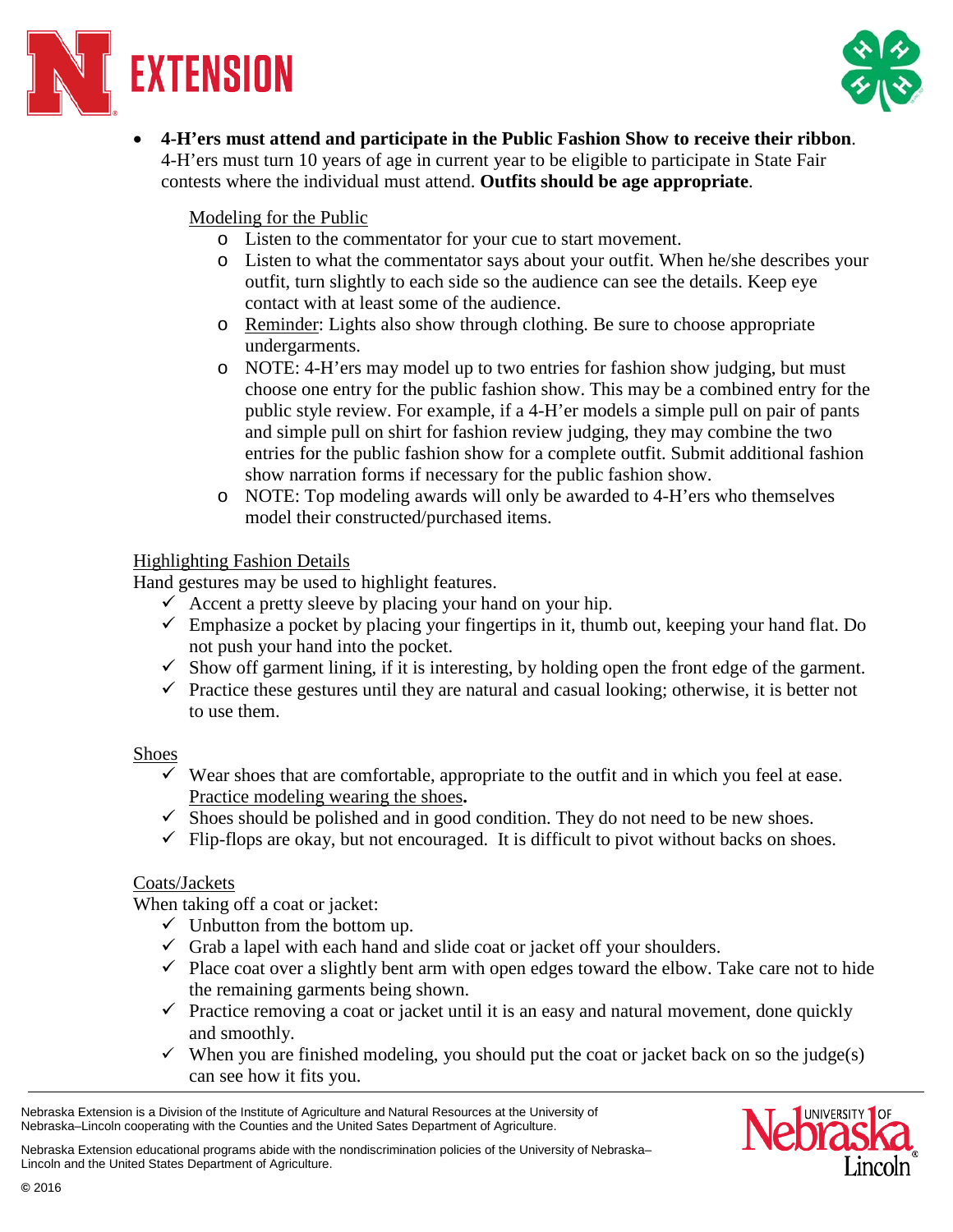- **4-H'ers must attend and participate in the Public Fashion Show to receive their ribbon**. 4-H'ers must turn 10 years of age in current year to be eligible to participate in State Fair contests where the individual must attend. **Outfits should be age appropriate**.

  Modeling for the Public
  - Listen to the commentator for your cue to start movement.
  - Listen to what the commentator says about your outfit. When he/she describes your outfit, turn slightly to each side so the audience can see the details. Keep eye contact with at least some of the audience.
  - Reminder: Lights also show through clothing. Be sure to choose appropriate undergarments.
  - NOTE: 4-H'ers may model up to two entries for fashion show judging, but must choose one entry for the public fashion show. This may be a combined entry for the public style review. For example, if a 4-H'er models a simple pull on pair of pants and simple pull on shirt for fashion review judging, they may combine the two entries for the public fashion show for a complete outfit. Submit additional fashion show narration forms if necessary for the public fashion show.
  - NOTE: Top modeling awards will only be awarded to 4-H'ers who themselves model their constructed/purchased items.

Highlighting Fashion Details

Hand gestures may be used to highlight features.

- ✓ Accent a pretty sleeve by placing your hand on your hip.
- ✓ Emphasize a pocket by placing your fingertips in it, thumb out, keeping your hand flat. Do not push your hand into the pocket.
- ✓ Show off garment lining, if it is interesting, by holding open the front edge of the garment.
- ✓ Practice these gestures until they are natural and casual looking; otherwise, it is better not to use them.

Shoes

- ✓ Wear shoes that are comfortable, appropriate to the outfit and in which you feel at ease. Practice modeling wearing the shoes**.**
- ✓ Shoes should be polished and in good condition. They do not need to be new shoes.
- ✓ Flip-flops are okay, but not encouraged. It is difficult to pivot without backs on shoes.

Coats/Jackets

When taking off a coat or jacket:

- ✓ Unbutton from the bottom up.
- ✓ Grab a lapel with each hand and slide coat or jacket off your shoulders.
- ✓ Place coat over a slightly bent arm with open edges toward the elbow. Take care not to hide the remaining garments being shown.
- ✓ Practice removing a coat or jacket until it is an easy and natural movement, done quickly and smoothly.
- ✓ When you are finished modeling, you should put the coat or jacket back on so the judge(s) can see how it fits you.

Nebraska Extension is a Division of the Institute of Agriculture and Natural Resources at the University of Nebraska–Lincoln cooperating with the Counties and the United Sates Department of Agriculture.

Nebraska Extension educational programs abide with the nondiscrimination policies of the University of Nebraska–Lincoln and the United States Department of Agriculture.

© 2016